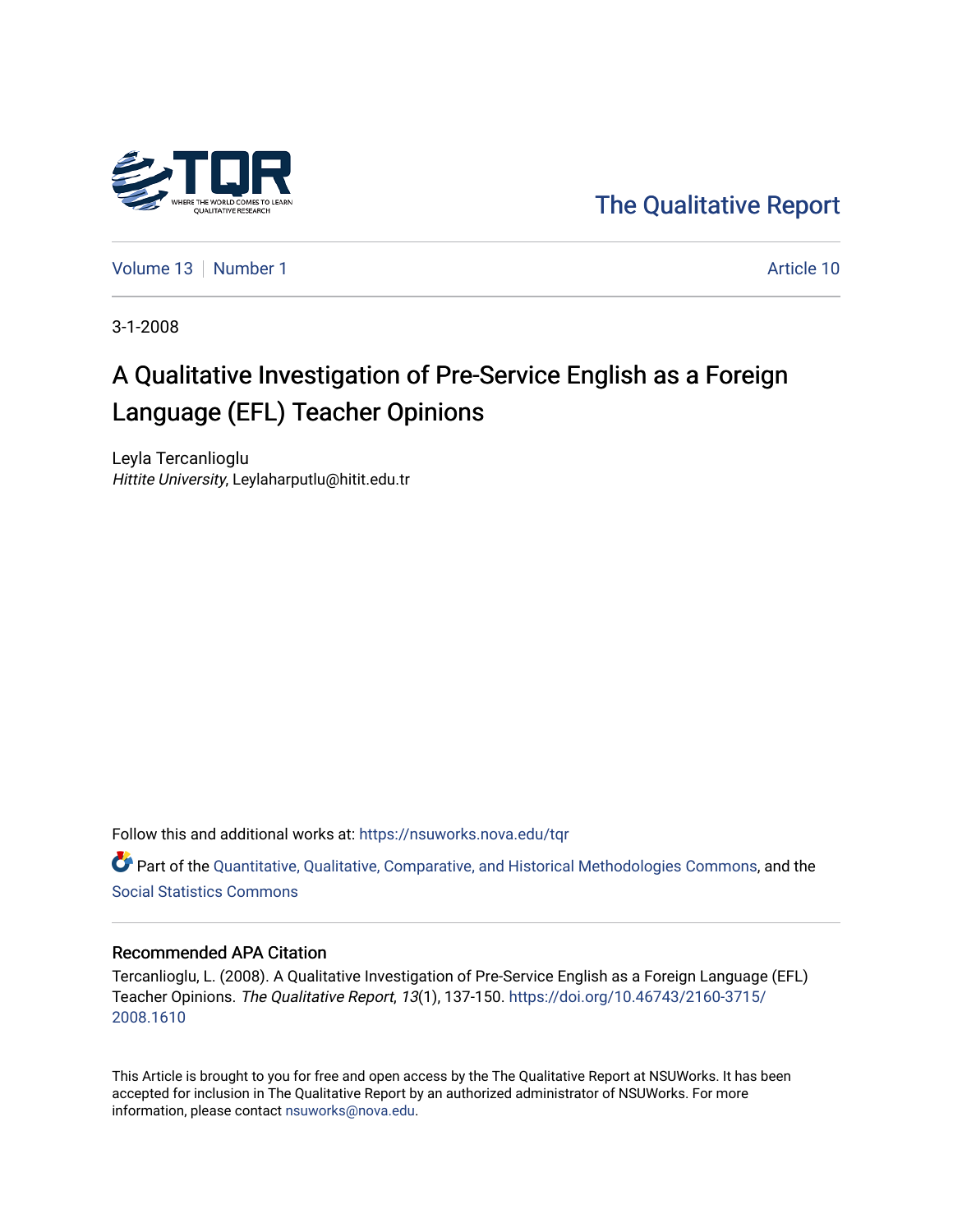The Qualitative Report

Volume 13 | Number 1 | Article 10

3-1-2008

# A Qualitative Investigation of Pre-Service English as a Foreign Language (EFL) Teacher Opinions

Leyla Tercanlioglu
*Hittite University*, Leylaharputlu@hitit.edu.tr

Follow this and additional works at: https://nsuworks.nova.edu/tqr

Part of the Quantitative, Qualitative, Comparative, and Historical Methodologies Commons, and the Social Statistics Commons

## Recommended APA Citation

Tercanlioglu, L. (2008). A Qualitative Investigation of Pre-Service English as a Foreign Language (EFL) Teacher Opinions. *The Qualitative Report*, *13*(1), 137-150. https://doi.org/10.46743/2160-3715/2008.1610

This Article is brought to you for free and open access by the The Qualitative Report at NSUWorks. It has been accepted for inclusion in The Qualitative Report by an authorized administrator of NSUWorks. For more information, please contact nsuworks@nova.edu.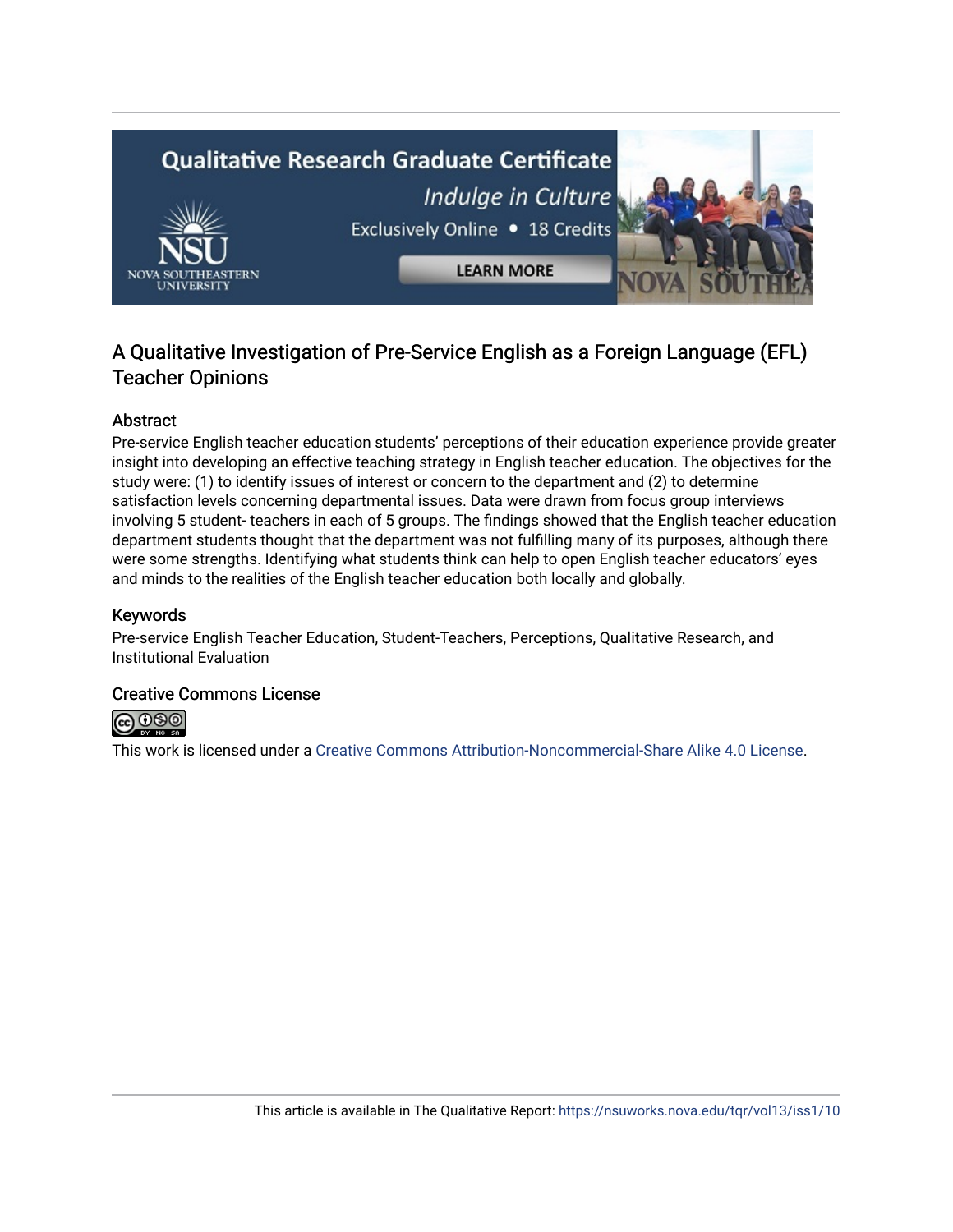## A Qualitative Investigation of Pre-Service English as a Foreign Language (EFL) Teacher Opinions

### Abstract

Pre-service English teacher education students' perceptions of their education experience provide greater insight into developing an effective teaching strategy in English teacher education. The objectives for the study were: (1) to identify issues of interest or concern to the department and (2) to determine satisfaction levels concerning departmental issues. Data were drawn from focus group interviews involving 5 student- teachers in each of 5 groups. The findings showed that the English teacher education department students thought that the department was not fulfilling many of its purposes, although there were some strengths. Identifying what students think can help to open English teacher educators' eyes and minds to the realities of the English teacher education both locally and globally.

### Keywords

Pre-service English Teacher Education, Student-Teachers, Perceptions, Qualitative Research, and Institutional Evaluation

### Creative Commons License

This work is licensed under a Creative Commons Attribution-Noncommercial-Share Alike 4.0 License.

This article is available in The Qualitative Report: https://nsuworks.nova.edu/tqr/vol13/iss1/10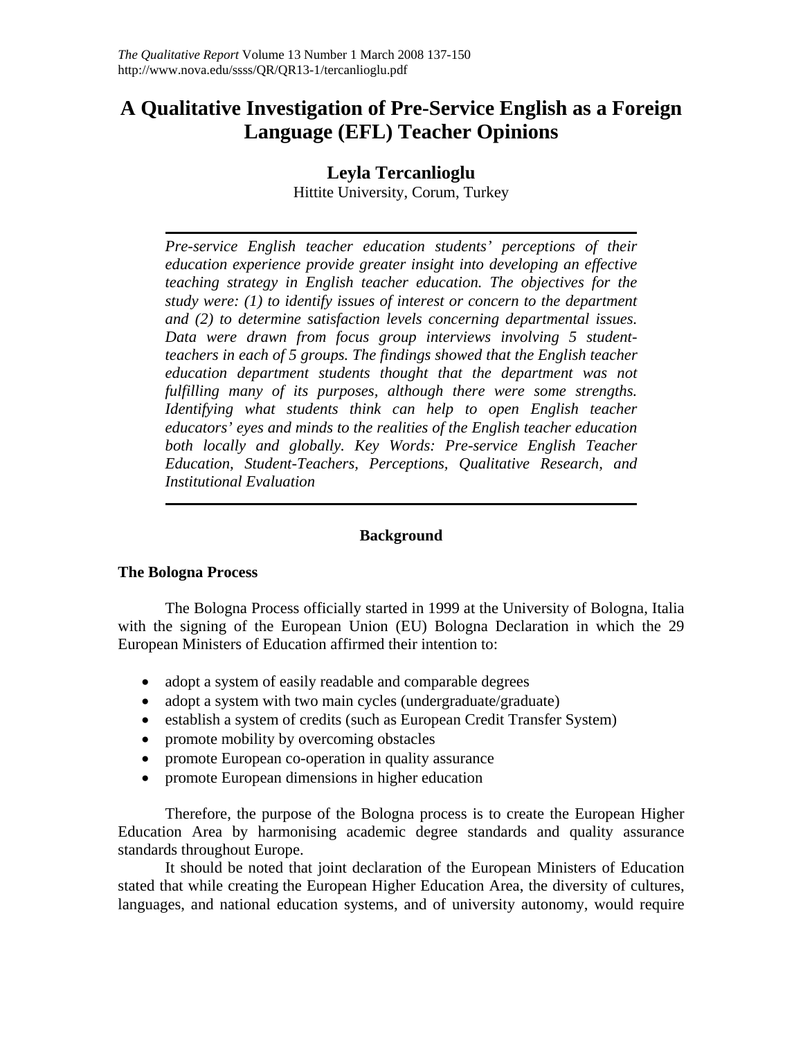# A Qualitative Investigation of Pre-Service English as a Foreign Language (EFL) Teacher Opinions

**Leyla Tercanlioglu**
Hittite University, Corum, Turkey

*Pre-service English teacher education students' perceptions of their education experience provide greater insight into developing an effective teaching strategy in English teacher education. The objectives for the study were: (1) to identify issues of interest or concern to the department and (2) to determine satisfaction levels concerning departmental issues. Data were drawn from focus group interviews involving 5 student-teachers in each of 5 groups. The findings showed that the English teacher education department students thought that the department was not fulfilling many of its purposes, although there were some strengths. Identifying what students think can help to open English teacher educators' eyes and minds to the realities of the English teacher education both locally and globally. Key Words: Pre-service English Teacher Education, Student-Teachers, Perceptions, Qualitative Research, and Institutional Evaluation*

## Background

### The Bologna Process

The Bologna Process officially started in 1999 at the University of Bologna, Italia with the signing of the European Union (EU) Bologna Declaration in which the 29 European Ministers of Education affirmed their intention to:

- adopt a system of easily readable and comparable degrees
- adopt a system with two main cycles (undergraduate/graduate)
- establish a system of credits (such as European Credit Transfer System)
- promote mobility by overcoming obstacles
- promote European co-operation in quality assurance
- promote European dimensions in higher education

Therefore, the purpose of the Bologna process is to create the European Higher Education Area by harmonising academic degree standards and quality assurance standards throughout Europe.

It should be noted that joint declaration of the European Ministers of Education stated that while creating the European Higher Education Area, the diversity of cultures, languages, and national education systems, and of university autonomy, would require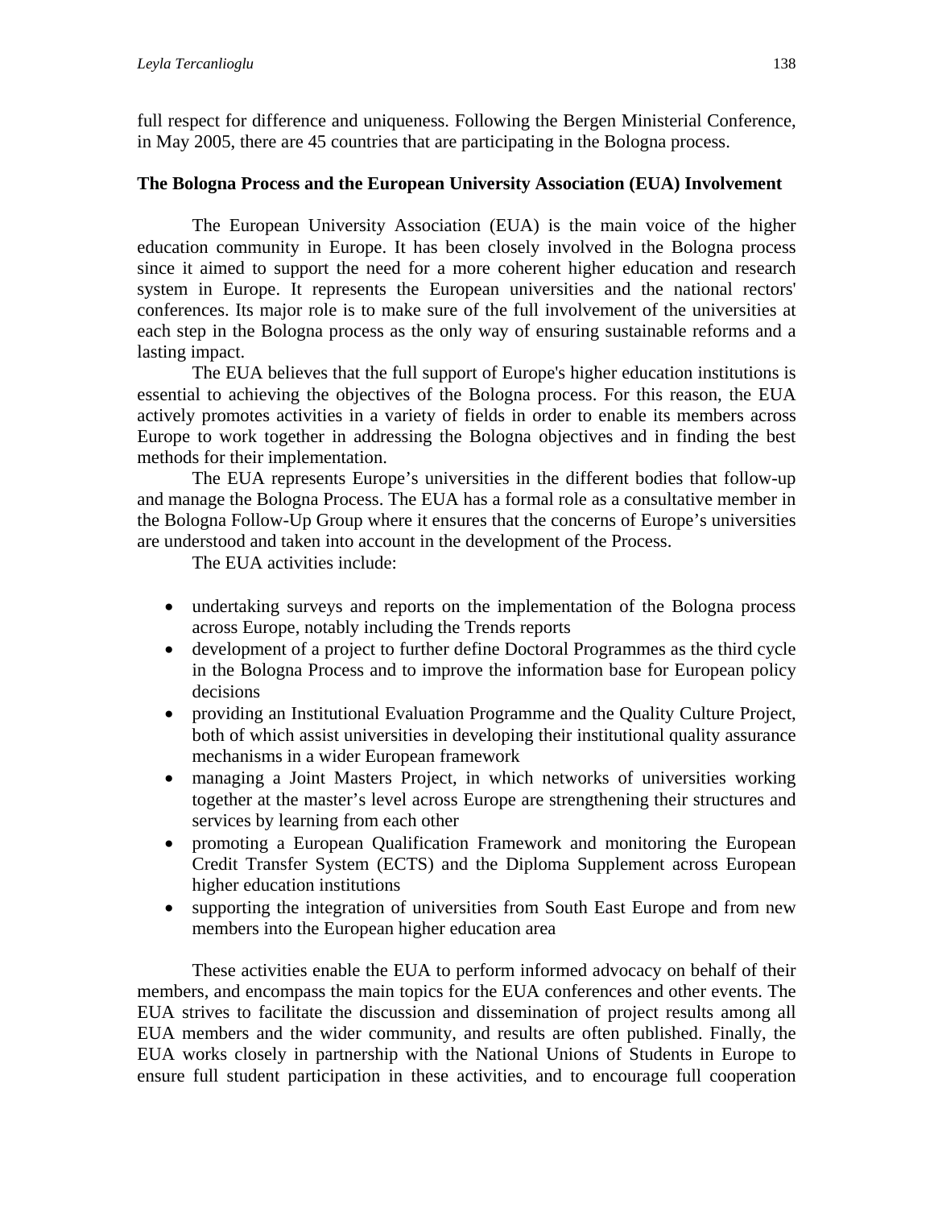full respect for difference and uniqueness. Following the Bergen Ministerial Conference, in May 2005, there are 45 countries that are participating in the Bologna process.

**The Bologna Process and the European University Association (EUA) Involvement**

The European University Association (EUA) is the main voice of the higher education community in Europe. It has been closely involved in the Bologna process since it aimed to support the need for a more coherent higher education and research system in Europe. It represents the European universities and the national rectors' conferences. Its major role is to make sure of the full involvement of the universities at each step in the Bologna process as the only way of ensuring sustainable reforms and a lasting impact.

The EUA believes that the full support of Europe's higher education institutions is essential to achieving the objectives of the Bologna process. For this reason, the EUA actively promotes activities in a variety of fields in order to enable its members across Europe to work together in addressing the Bologna objectives and in finding the best methods for their implementation.

The EUA represents Europe’s universities in the different bodies that follow-up and manage the Bologna Process. The EUA has a formal role as a consultative member in the Bologna Follow-Up Group where it ensures that the concerns of Europe’s universities are understood and taken into account in the development of the Process.

The EUA activities include:

- undertaking surveys and reports on the implementation of the Bologna process across Europe, notably including the Trends reports
- development of a project to further define Doctoral Programmes as the third cycle in the Bologna Process and to improve the information base for European policy decisions
- providing an Institutional Evaluation Programme and the Quality Culture Project, both of which assist universities in developing their institutional quality assurance mechanisms in a wider European framework
- managing a Joint Masters Project, in which networks of universities working together at the master’s level across Europe are strengthening their structures and services by learning from each other
- promoting a European Qualification Framework and monitoring the European Credit Transfer System (ECTS) and the Diploma Supplement across European higher education institutions
- supporting the integration of universities from South East Europe and from new members into the European higher education area

These activities enable the EUA to perform informed advocacy on behalf of their members, and encompass the main topics for the EUA conferences and other events. The EUA strives to facilitate the discussion and dissemination of project results among all EUA members and the wider community, and results are often published. Finally, the EUA works closely in partnership with the National Unions of Students in Europe to ensure full student participation in these activities, and to encourage full cooperation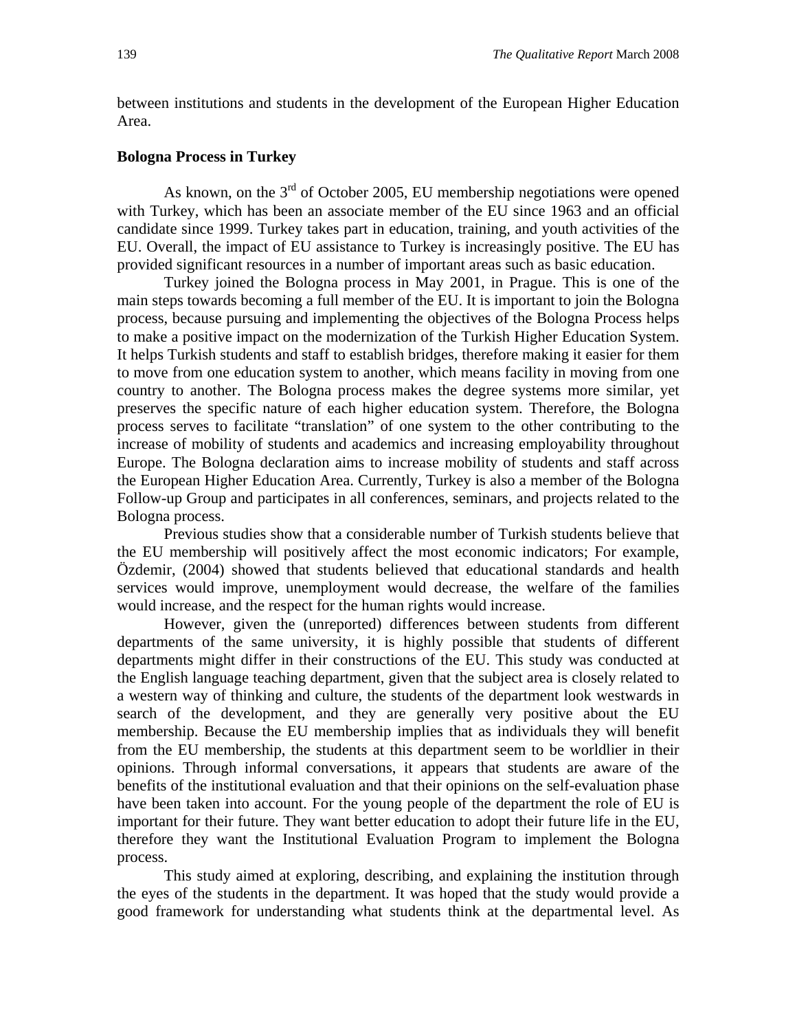between institutions and students in the development of the European Higher Education Area.

**Bologna Process in Turkey**

As known, on the 3rd of October 2005, EU membership negotiations were opened with Turkey, which has been an associate member of the EU since 1963 and an official candidate since 1999. Turkey takes part in education, training, and youth activities of the EU. Overall, the impact of EU assistance to Turkey is increasingly positive. The EU has provided significant resources in a number of important areas such as basic education.

Turkey joined the Bologna process in May 2001, in Prague. This is one of the main steps towards becoming a full member of the EU. It is important to join the Bologna process, because pursuing and implementing the objectives of the Bologna Process helps to make a positive impact on the modernization of the Turkish Higher Education System. It helps Turkish students and staff to establish bridges, therefore making it easier for them to move from one education system to another, which means facility in moving from one country to another. The Bologna process makes the degree systems more similar, yet preserves the specific nature of each higher education system. Therefore, the Bologna process serves to facilitate "translation" of one system to the other contributing to the increase of mobility of students and academics and increasing employability throughout Europe. The Bologna declaration aims to increase mobility of students and staff across the European Higher Education Area. Currently, Turkey is also a member of the Bologna Follow-up Group and participates in all conferences, seminars, and projects related to the Bologna process.

Previous studies show that a considerable number of Turkish students believe that the EU membership will positively affect the most economic indicators; For example, Özdemir, (2004) showed that students believed that educational standards and health services would improve, unemployment would decrease, the welfare of the families would increase, and the respect for the human rights would increase.

However, given the (unreported) differences between students from different departments of the same university, it is highly possible that students of different departments might differ in their constructions of the EU. This study was conducted at the English language teaching department, given that the subject area is closely related to a western way of thinking and culture, the students of the department look westwards in search of the development, and they are generally very positive about the EU membership. Because the EU membership implies that as individuals they will benefit from the EU membership, the students at this department seem to be worldlier in their opinions. Through informal conversations, it appears that students are aware of the benefits of the institutional evaluation and that their opinions on the self-evaluation phase have been taken into account. For the young people of the department the role of EU is important for their future. They want better education to adopt their future life in the EU, therefore they want the Institutional Evaluation Program to implement the Bologna process.

This study aimed at exploring, describing, and explaining the institution through the eyes of the students in the department. It was hoped that the study would provide a good framework for understanding what students think at the departmental level. As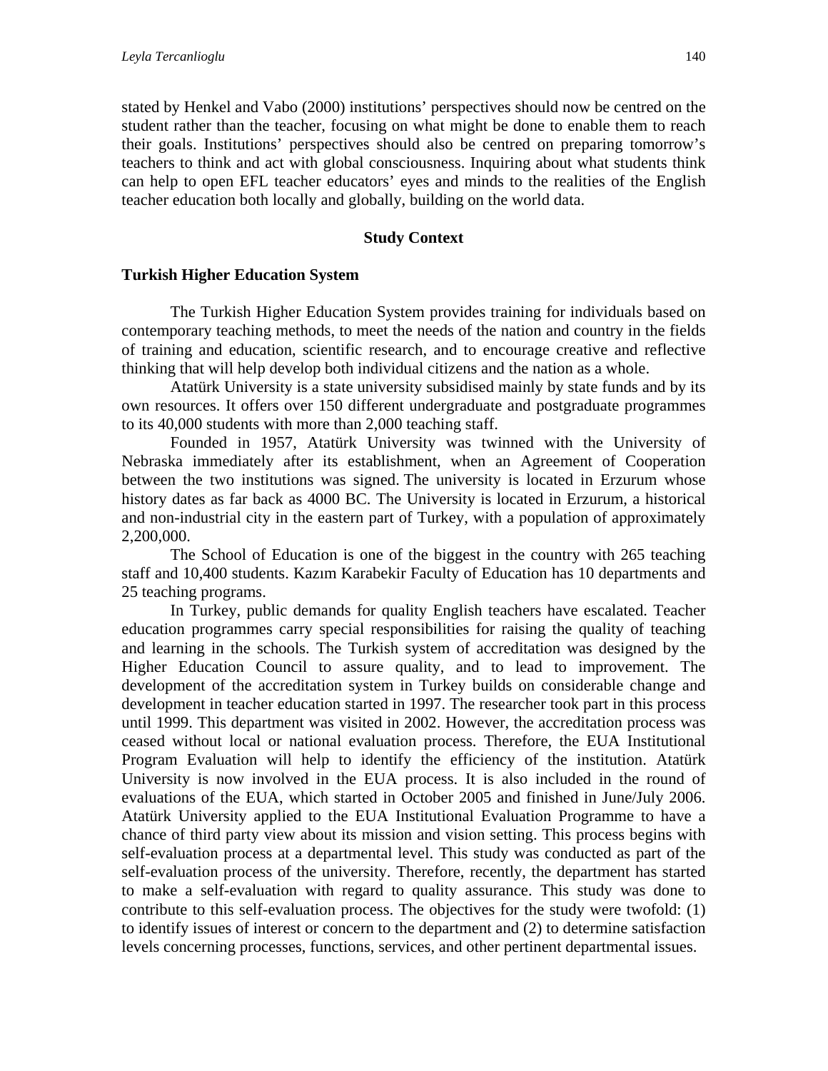stated by Henkel and Vabo (2000) institutions' perspectives should now be centred on the student rather than the teacher, focusing on what might be done to enable them to reach their goals. Institutions' perspectives should also be centred on preparing tomorrow's teachers to think and act with global consciousness. Inquiring about what students think can help to open EFL teacher educators' eyes and minds to the realities of the English teacher education both locally and globally, building on the world data.

## Study Context

### Turkish Higher Education System

The Turkish Higher Education System provides training for individuals based on contemporary teaching methods, to meet the needs of the nation and country in the fields of training and education, scientific research, and to encourage creative and reflective thinking that will help develop both individual citizens and the nation as a whole.

Atatürk University is a state university subsidised mainly by state funds and by its own resources. It offers over 150 different undergraduate and postgraduate programmes to its 40,000 students with more than 2,000 teaching staff.

Founded in 1957, Atatürk University was twinned with the University of Nebraska immediately after its establishment, when an Agreement of Cooperation between the two institutions was signed. The university is located in Erzurum whose history dates as far back as 4000 BC. The University is located in Erzurum, a historical and non-industrial city in the eastern part of Turkey, with a population of approximately 2,200,000.

The School of Education is one of the biggest in the country with 265 teaching staff and 10,400 students. Kazım Karabekir Faculty of Education has 10 departments and 25 teaching programs.

In Turkey, public demands for quality English teachers have escalated. Teacher education programmes carry special responsibilities for raising the quality of teaching and learning in the schools. The Turkish system of accreditation was designed by the Higher Education Council to assure quality, and to lead to improvement. The development of the accreditation system in Turkey builds on considerable change and development in teacher education started in 1997. The researcher took part in this process until 1999. This department was visited in 2002. However, the accreditation process was ceased without local or national evaluation process. Therefore, the EUA Institutional Program Evaluation will help to identify the efficiency of the institution. Atatürk University is now involved in the EUA process. It is also included in the round of evaluations of the EUA, which started in October 2005 and finished in June/July 2006. Atatürk University applied to the EUA Institutional Evaluation Programme to have a chance of third party view about its mission and vision setting. This process begins with self-evaluation process at a departmental level. This study was conducted as part of the self-evaluation process of the university. Therefore, recently, the department has started to make a self-evaluation with regard to quality assurance. This study was done to contribute to this self-evaluation process. The objectives for the study were twofold: (1) to identify issues of interest or concern to the department and (2) to determine satisfaction levels concerning processes, functions, services, and other pertinent departmental issues.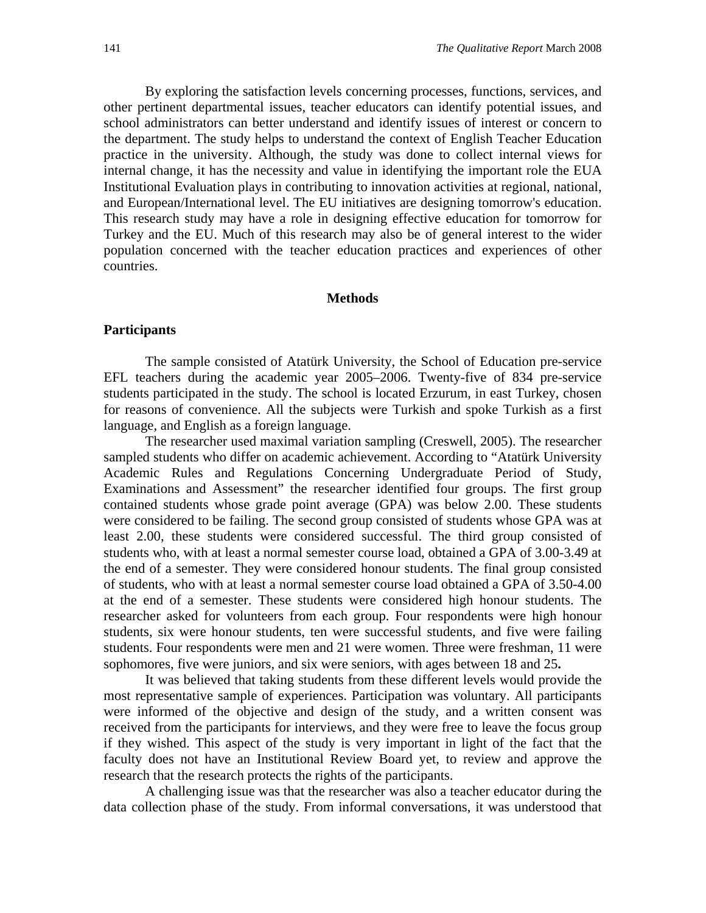By exploring the satisfaction levels concerning processes, functions, services, and other pertinent departmental issues, teacher educators can identify potential issues, and school administrators can better understand and identify issues of interest or concern to the department. The study helps to understand the context of English Teacher Education practice in the university. Although, the study was done to collect internal views for internal change, it has the necessity and value in identifying the important role the EUA Institutional Evaluation plays in contributing to innovation activities at regional, national, and European/International level. The EU initiatives are designing tomorrow's education. This research study may have a role in designing effective education for tomorrow for Turkey and the EU. Much of this research may also be of general interest to the wider population concerned with the teacher education practices and experiences of other countries.

## Methods

### Participants

The sample consisted of Atatürk University, the School of Education pre-service EFL teachers during the academic year 2005–2006. Twenty-five of 834 pre-service students participated in the study. The school is located Erzurum, in east Turkey, chosen for reasons of convenience. All the subjects were Turkish and spoke Turkish as a first language, and English as a foreign language.

The researcher used maximal variation sampling (Creswell, 2005). The researcher sampled students who differ on academic achievement. According to “Atatürk University Academic Rules and Regulations Concerning Undergraduate Period of Study, Examinations and Assessment” the researcher identified four groups. The first group contained students whose grade point average (GPA) was below 2.00. These students were considered to be failing. The second group consisted of students whose GPA was at least 2.00, these students were considered successful. The third group consisted of students who, with at least a normal semester course load, obtained a GPA of 3.00-3.49 at the end of a semester. They were considered honour students. The final group consisted of students, who with at least a normal semester course load obtained a GPA of 3.50-4.00 at the end of a semester. These students were considered high honour students. The researcher asked for volunteers from each group. Four respondents were high honour students, six were honour students, ten were successful students, and five were failing students. Four respondents were men and 21 were women. Three were freshman, 11 were sophomores, five were juniors, and six were seniors, with ages between 18 and 25**.**

It was believed that taking students from these different levels would provide the most representative sample of experiences. Participation was voluntary. All participants were informed of the objective and design of the study, and a written consent was received from the participants for interviews, and they were free to leave the focus group if they wished. This aspect of the study is very important in light of the fact that the faculty does not have an Institutional Review Board yet, to review and approve the research that the research protects the rights of the participants.

A challenging issue was that the researcher was also a teacher educator during the data collection phase of the study. From informal conversations, it was understood that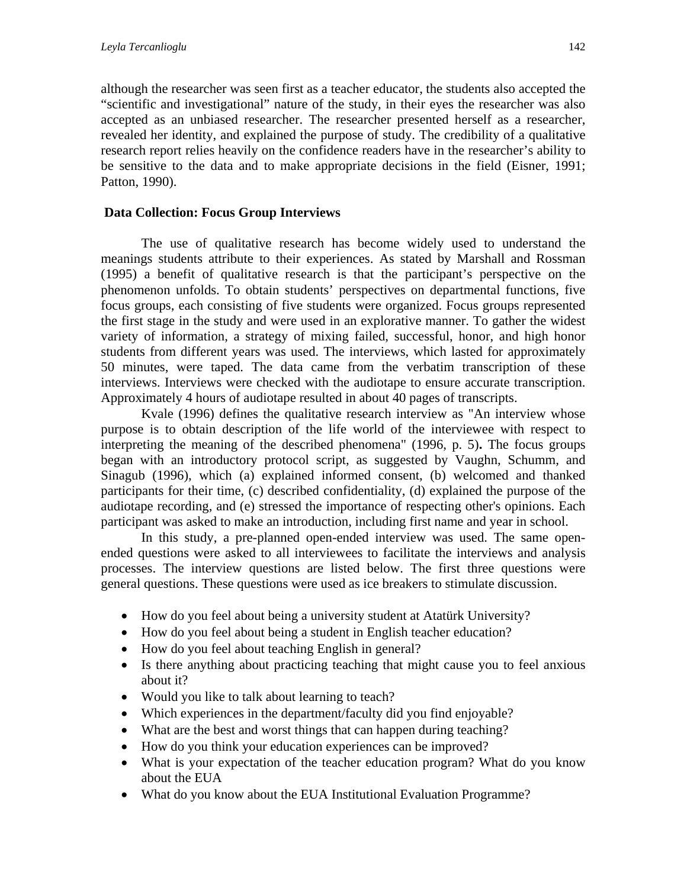although the researcher was seen first as a teacher educator, the students also accepted the "scientific and investigational" nature of the study, in their eyes the researcher was also accepted as an unbiased researcher. The researcher presented herself as a researcher, revealed her identity, and explained the purpose of study. The credibility of a qualitative research report relies heavily on the confidence readers have in the researcher's ability to be sensitive to the data and to make appropriate decisions in the field (Eisner, 1991; Patton, 1990).

## Data Collection: Focus Group Interviews

The use of qualitative research has become widely used to understand the meanings students attribute to their experiences. As stated by Marshall and Rossman (1995) a benefit of qualitative research is that the participant's perspective on the phenomenon unfolds. To obtain students' perspectives on departmental functions, five focus groups, each consisting of five students were organized. Focus groups represented the first stage in the study and were used in an explorative manner. To gather the widest variety of information, a strategy of mixing failed, successful, honor, and high honor students from different years was used. The interviews, which lasted for approximately 50 minutes, were taped. The data came from the verbatim transcription of these interviews. Interviews were checked with the audiotape to ensure accurate transcription. Approximately 4 hours of audiotape resulted in about 40 pages of transcripts.

Kvale (1996) defines the qualitative research interview as "An interview whose purpose is to obtain description of the life world of the interviewee with respect to interpreting the meaning of the described phenomena" (1996, p. 5)**.** The focus groups began with an introductory protocol script, as suggested by Vaughn, Schumm, and Sinagub (1996), which (a) explained informed consent, (b) welcomed and thanked participants for their time, (c) described confidentiality, (d) explained the purpose of the audiotape recording, and (e) stressed the importance of respecting other's opinions. Each participant was asked to make an introduction, including first name and year in school.

In this study, a pre-planned open-ended interview was used. The same open-ended questions were asked to all interviewees to facilitate the interviews and analysis processes. The interview questions are listed below. The first three questions were general questions. These questions were used as ice breakers to stimulate discussion.

- How do you feel about being a university student at Atatürk University?
- How do you feel about being a student in English teacher education?
- How do you feel about teaching English in general?
- Is there anything about practicing teaching that might cause you to feel anxious about it?
- Would you like to talk about learning to teach?
- Which experiences in the department/faculty did you find enjoyable?
- What are the best and worst things that can happen during teaching?
- How do you think your education experiences can be improved?
- What is your expectation of the teacher education program? What do you know about the EUA
- What do you know about the EUA Institutional Evaluation Programme?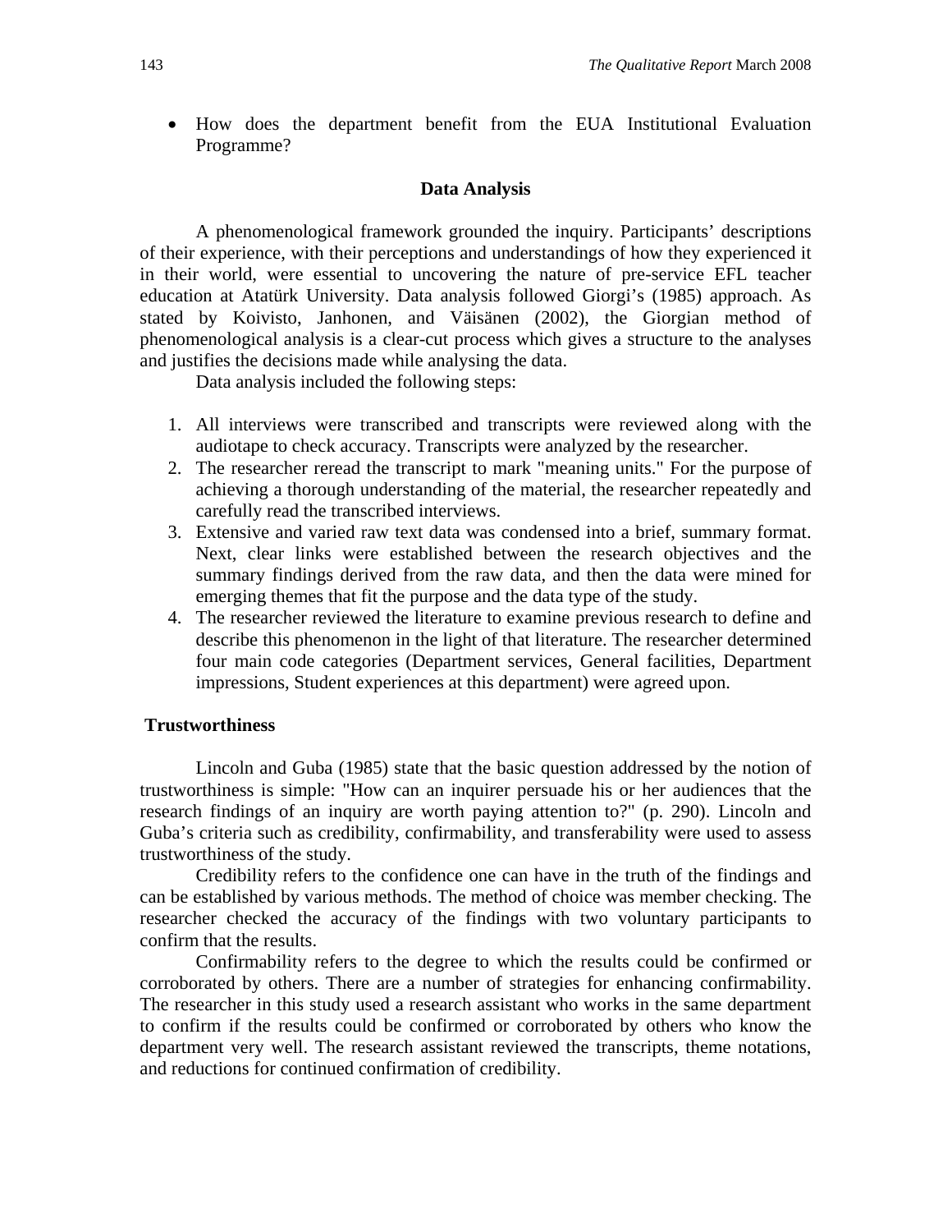- How does the department benefit from the EUA Institutional Evaluation Programme?

## Data Analysis

A phenomenological framework grounded the inquiry. Participants' descriptions of their experience, with their perceptions and understandings of how they experienced it in their world, were essential to uncovering the nature of pre-service EFL teacher education at Atatürk University. Data analysis followed Giorgi's (1985) approach. As stated by Koivisto, Janhonen, and Väisänen (2002), the Giorgian method of phenomenological analysis is a clear-cut process which gives a structure to the analyses and justifies the decisions made while analysing the data.

Data analysis included the following steps:

1. All interviews were transcribed and transcripts were reviewed along with the audiotape to check accuracy. Transcripts were analyzed by the researcher.
2. The researcher reread the transcript to mark "meaning units." For the purpose of achieving a thorough understanding of the material, the researcher repeatedly and carefully read the transcribed interviews.
3. Extensive and varied raw text data was condensed into a brief, summary format. Next, clear links were established between the research objectives and the summary findings derived from the raw data, and then the data were mined for emerging themes that fit the purpose and the data type of the study.
4. The researcher reviewed the literature to examine previous research to define and describe this phenomenon in the light of that literature. The researcher determined four main code categories (Department services, General facilities, Department impressions, Student experiences at this department) were agreed upon.

### Trustworthiness

Lincoln and Guba (1985) state that the basic question addressed by the notion of trustworthiness is simple: "How can an inquirer persuade his or her audiences that the research findings of an inquiry are worth paying attention to?" (p. 290). Lincoln and Guba's criteria such as credibility, confirmability, and transferability were used to assess trustworthiness of the study.

Credibility refers to the confidence one can have in the truth of the findings and can be established by various methods. The method of choice was member checking. The researcher checked the accuracy of the findings with two voluntary participants to confirm that the results.

Confirmability refers to the degree to which the results could be confirmed or corroborated by others. There are a number of strategies for enhancing confirmability. The researcher in this study used a research assistant who works in the same department to confirm if the results could be confirmed or corroborated by others who know the department very well. The research assistant reviewed the transcripts, theme notations, and reductions for continued confirmation of credibility.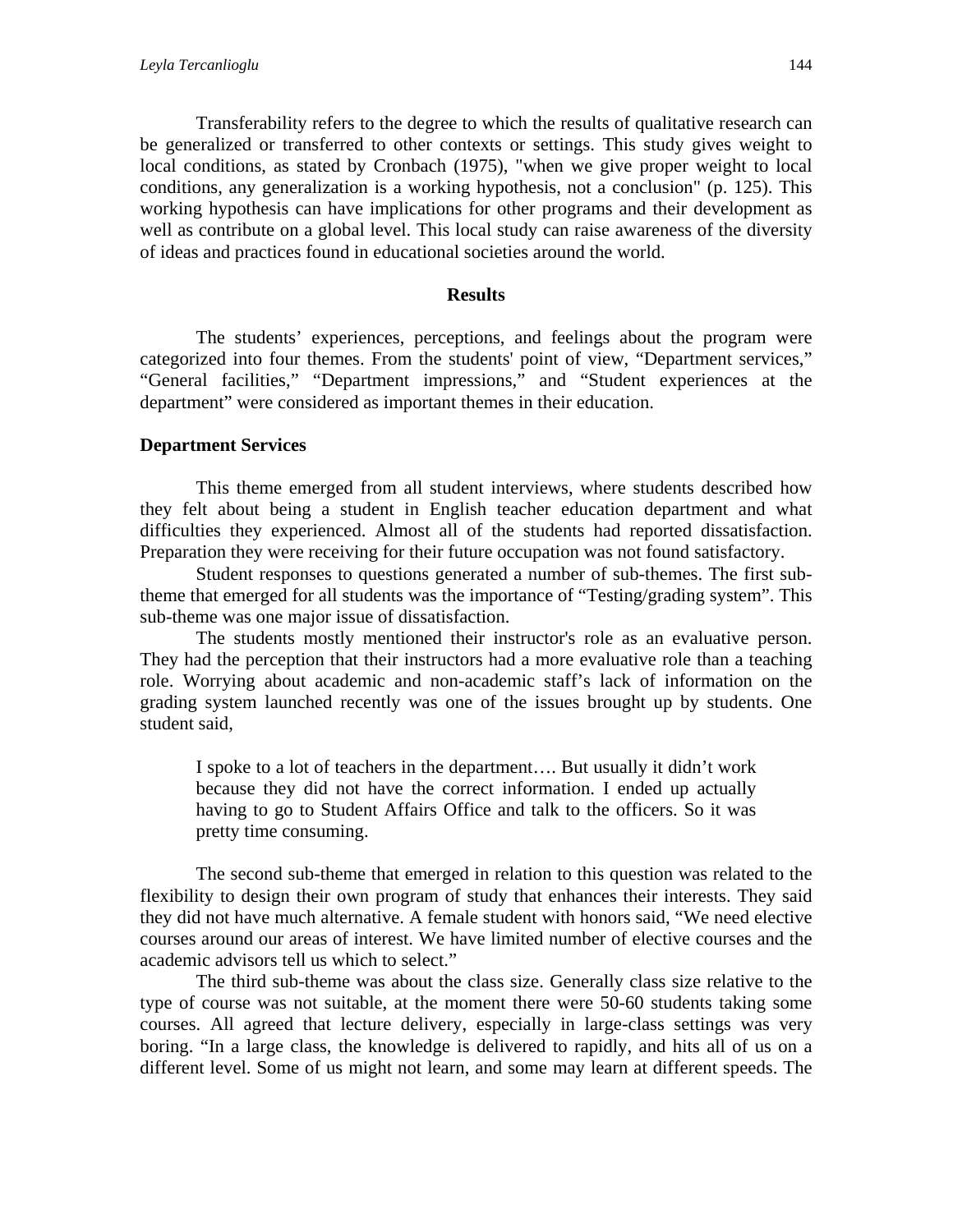Transferability refers to the degree to which the results of qualitative research can be generalized or transferred to other contexts or settings. This study gives weight to local conditions, as stated by Cronbach (1975), "when we give proper weight to local conditions, any generalization is a working hypothesis, not a conclusion" (p. 125). This working hypothesis can have implications for other programs and their development as well as contribute on a global level. This local study can raise awareness of the diversity of ideas and practices found in educational societies around the world.

## Results

The students' experiences, perceptions, and feelings about the program were categorized into four themes. From the students' point of view, "Department services," "General facilities," "Department impressions," and "Student experiences at the department" were considered as important themes in their education.

### Department Services

This theme emerged from all student interviews, where students described how they felt about being a student in English teacher education department and what difficulties they experienced. Almost all of the students had reported dissatisfaction. Preparation they were receiving for their future occupation was not found satisfactory.

Student responses to questions generated a number of sub-themes. The first sub-theme that emerged for all students was the importance of "Testing/grading system". This sub-theme was one major issue of dissatisfaction.

The students mostly mentioned their instructor's role as an evaluative person. They had the perception that their instructors had a more evaluative role than a teaching role. Worrying about academic and non-academic staff's lack of information on the grading system launched recently was one of the issues brought up by students. One student said,

> I spoke to a lot of teachers in the department…. But usually it didn't work because they did not have the correct information. I ended up actually having to go to Student Affairs Office and talk to the officers. So it was pretty time consuming.

The second sub-theme that emerged in relation to this question was related to the flexibility to design their own program of study that enhances their interests. They said they did not have much alternative. A female student with honors said, "We need elective courses around our areas of interest. We have limited number of elective courses and the academic advisors tell us which to select."

The third sub-theme was about the class size. Generally class size relative to the type of course was not suitable, at the moment there were 50-60 students taking some courses. All agreed that lecture delivery, especially in large-class settings was very boring. "In a large class, the knowledge is delivered to rapidly, and hits all of us on a different level. Some of us might not learn, and some may learn at different speeds. The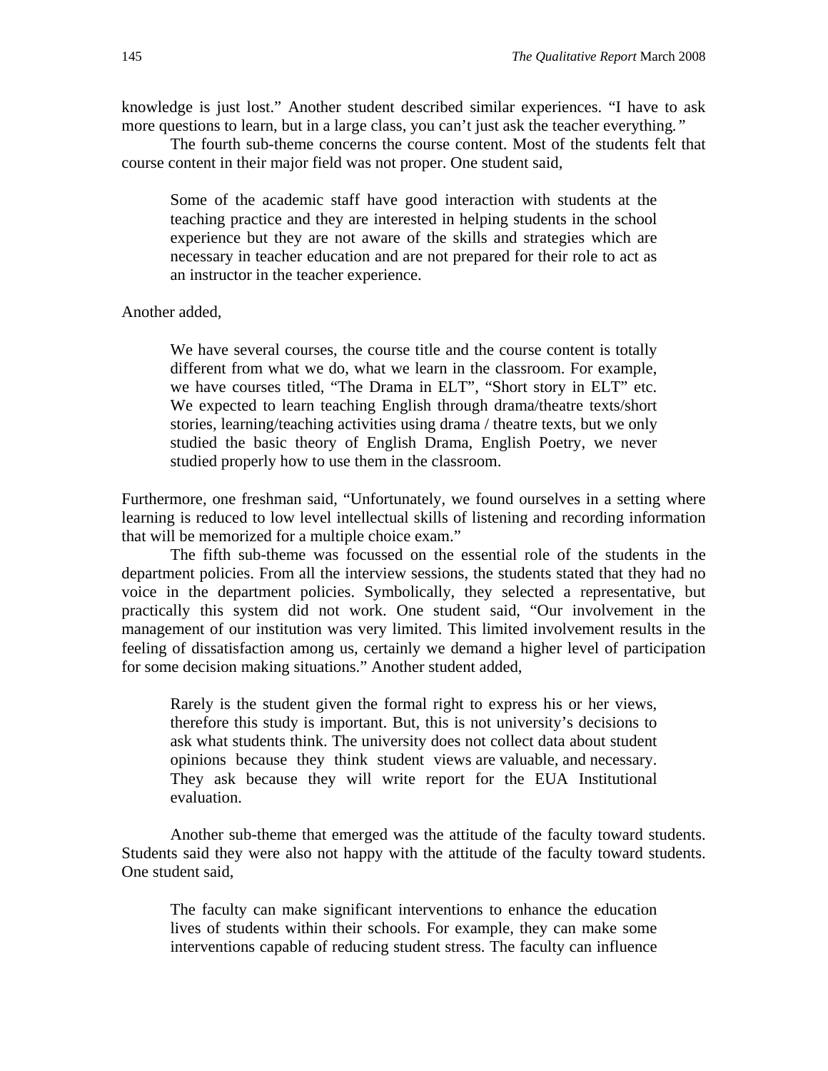knowledge is just lost." Another student described similar experiences. "I have to ask more questions to learn, but in a large class, you can't just ask the teacher everything."

The fourth sub-theme concerns the course content. Most of the students felt that course content in their major field was not proper. One student said,

> Some of the academic staff have good interaction with students at the teaching practice and they are interested in helping students in the school experience but they are not aware of the skills and strategies which are necessary in teacher education and are not prepared for their role to act as an instructor in the teacher experience.

Another added,

> We have several courses, the course title and the course content is totally different from what we do, what we learn in the classroom. For example, we have courses titled, "The Drama in ELT", "Short story in ELT" etc. We expected to learn teaching English through drama/theatre texts/short stories, learning/teaching activities using drama / theatre texts, but we only studied the basic theory of English Drama, English Poetry, we never studied properly how to use them in the classroom.

Furthermore, one freshman said, "Unfortunately, we found ourselves in a setting where learning is reduced to low level intellectual skills of listening and recording information that will be memorized for a multiple choice exam."

The fifth sub-theme was focussed on the essential role of the students in the department policies. From all the interview sessions, the students stated that they had no voice in the department policies. Symbolically, they selected a representative, but practically this system did not work. One student said, "Our involvement in the management of our institution was very limited. This limited involvement results in the feeling of dissatisfaction among us, certainly we demand a higher level of participation for some decision making situations." Another student added,

> Rarely is the student given the formal right to express his or her views, therefore this study is important. But, this is not university's decisions to ask what students think. The university does not collect data about student opinions because they think student views are valuable, and necessary. They ask because they will write report for the EUA Institutional evaluation.

Another sub-theme that emerged was the attitude of the faculty toward students. Students said they were also not happy with the attitude of the faculty toward students. One student said,

> The faculty can make significant interventions to enhance the education lives of students within their schools. For example, they can make some interventions capable of reducing student stress. The faculty can influence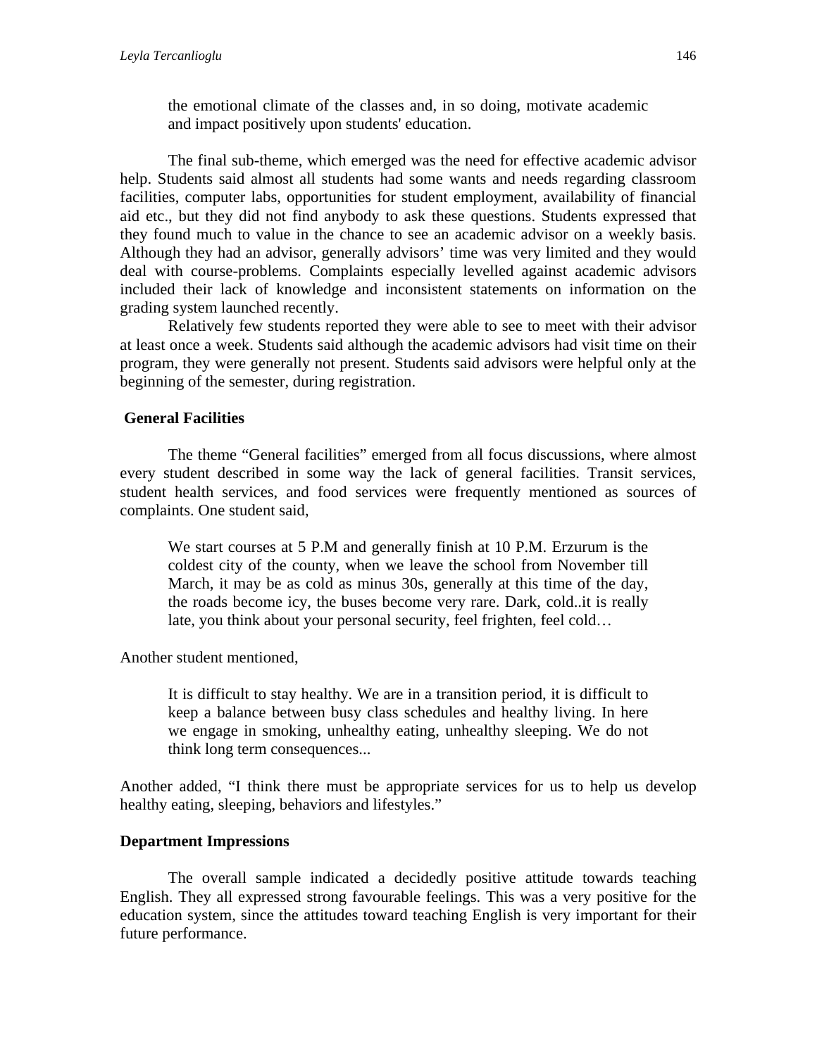> the emotional climate of the classes and, in so doing, motivate academic and impact positively upon students' education.

The final sub-theme, which emerged was the need for effective academic advisor help. Students said almost all students had some wants and needs regarding classroom facilities, computer labs, opportunities for student employment, availability of financial aid etc., but they did not find anybody to ask these questions. Students expressed that they found much to value in the chance to see an academic advisor on a weekly basis. Although they had an advisor, generally advisors' time was very limited and they would deal with course-problems. Complaints especially levelled against academic advisors included their lack of knowledge and inconsistent statements on information on the grading system launched recently.

Relatively few students reported they were able to see to meet with their advisor at least once a week. Students said although the academic advisors had visit time on their program, they were generally not present. Students said advisors were helpful only at the beginning of the semester, during registration.

**General Facilities**

The theme "General facilities" emerged from all focus discussions, where almost every student described in some way the lack of general facilities. Transit services, student health services, and food services were frequently mentioned as sources of complaints. One student said,

> We start courses at 5 P.M and generally finish at 10 P.M. Erzurum is the coldest city of the county, when we leave the school from November till March, it may be as cold as minus 30s, generally at this time of the day, the roads become icy, the buses become very rare. Dark, cold..it is really late, you think about your personal security, feel frighten, feel cold…

Another student mentioned,

> It is difficult to stay healthy. We are in a transition period, it is difficult to keep a balance between busy class schedules and healthy living. In here we engage in smoking, unhealthy eating, unhealthy sleeping. We do not think long term consequences...

Another added, "I think there must be appropriate services for us to help us develop healthy eating, sleeping, behaviors and lifestyles."

**Department Impressions**

The overall sample indicated a decidedly positive attitude towards teaching English. They all expressed strong favourable feelings. This was a very positive for the education system, since the attitudes toward teaching English is very important for their future performance.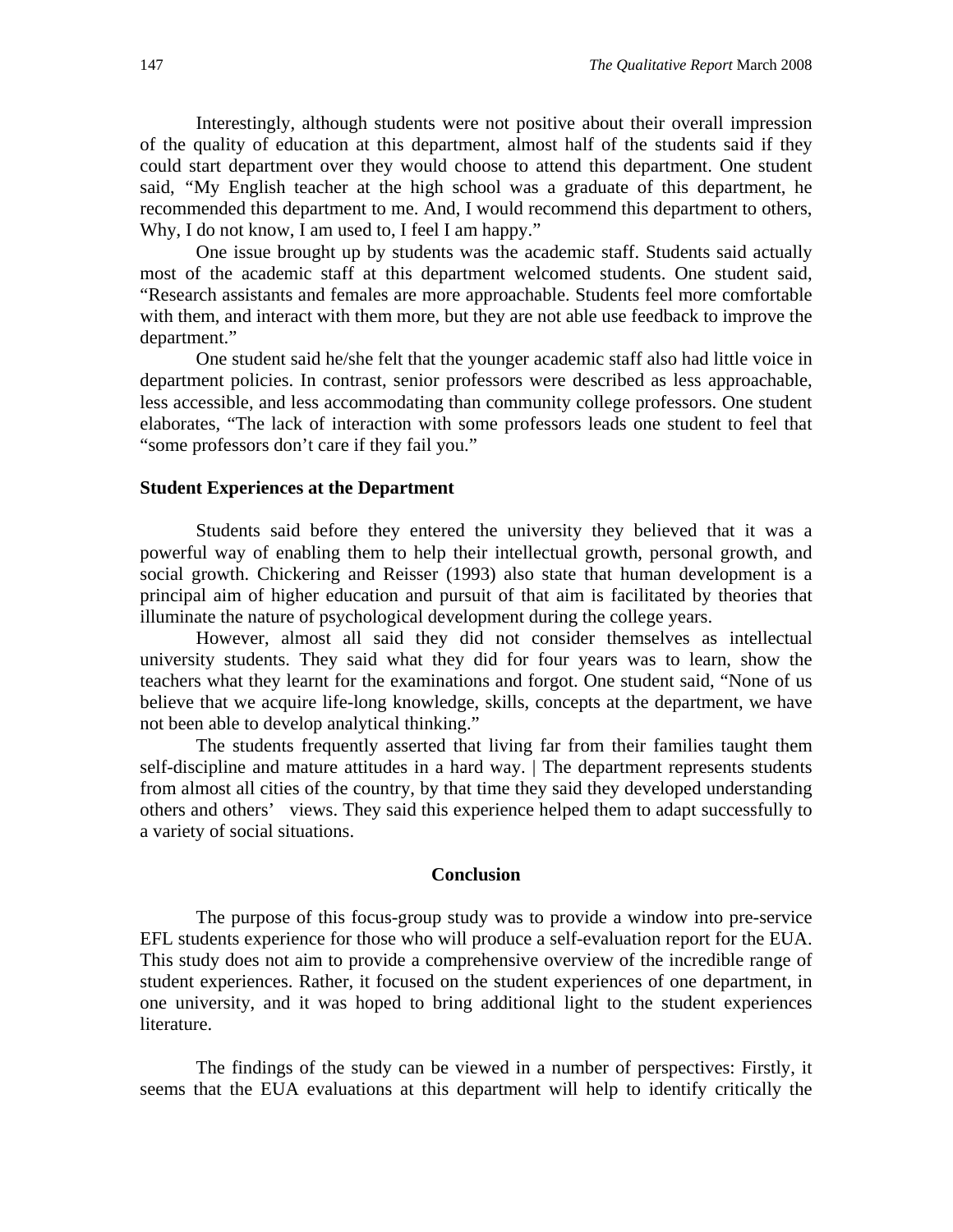Interestingly, although students were not positive about their overall impression of the quality of education at this department, almost half of the students said if they could start department over they would choose to attend this department. One student said, "My English teacher at the high school was a graduate of this department, he recommended this department to me. And, I would recommend this department to others, Why, I do not know, I am used to, I feel I am happy."

One issue brought up by students was the academic staff. Students said actually most of the academic staff at this department welcomed students. One student said, "Research assistants and females are more approachable. Students feel more comfortable with them, and interact with them more, but they are not able use feedback to improve the department."

One student said he/she felt that the younger academic staff also had little voice in department policies. In contrast, senior professors were described as less approachable, less accessible, and less accommodating than community college professors. One student elaborates, "The lack of interaction with some professors leads one student to feel that "some professors don't care if they fail you."

### Student Experiences at the Department

Students said before they entered the university they believed that it was a powerful way of enabling them to help their intellectual growth, personal growth, and social growth. Chickering and Reisser (1993) also state that human development is a principal aim of higher education and pursuit of that aim is facilitated by theories that illuminate the nature of psychological development during the college years.

However, almost all said they did not consider themselves as intellectual university students. They said what they did for four years was to learn, show the teachers what they learnt for the examinations and forgot. One student said, "None of us believe that we acquire life-long knowledge, skills, concepts at the department, we have not been able to develop analytical thinking."

The students frequently asserted that living far from their families taught them self-discipline and mature attitudes in a hard way. | The department represents students from almost all cities of the country, by that time they said they developed understanding others and others' views. They said this experience helped them to adapt successfully to a variety of social situations.

## Conclusion

The purpose of this focus-group study was to provide a window into pre-service EFL students experience for those who will produce a self-evaluation report for the EUA. This study does not aim to provide a comprehensive overview of the incredible range of student experiences. Rather, it focused on the student experiences of one department, in one university, and it was hoped to bring additional light to the student experiences literature.

The findings of the study can be viewed in a number of perspectives: Firstly, it seems that the EUA evaluations at this department will help to identify critically the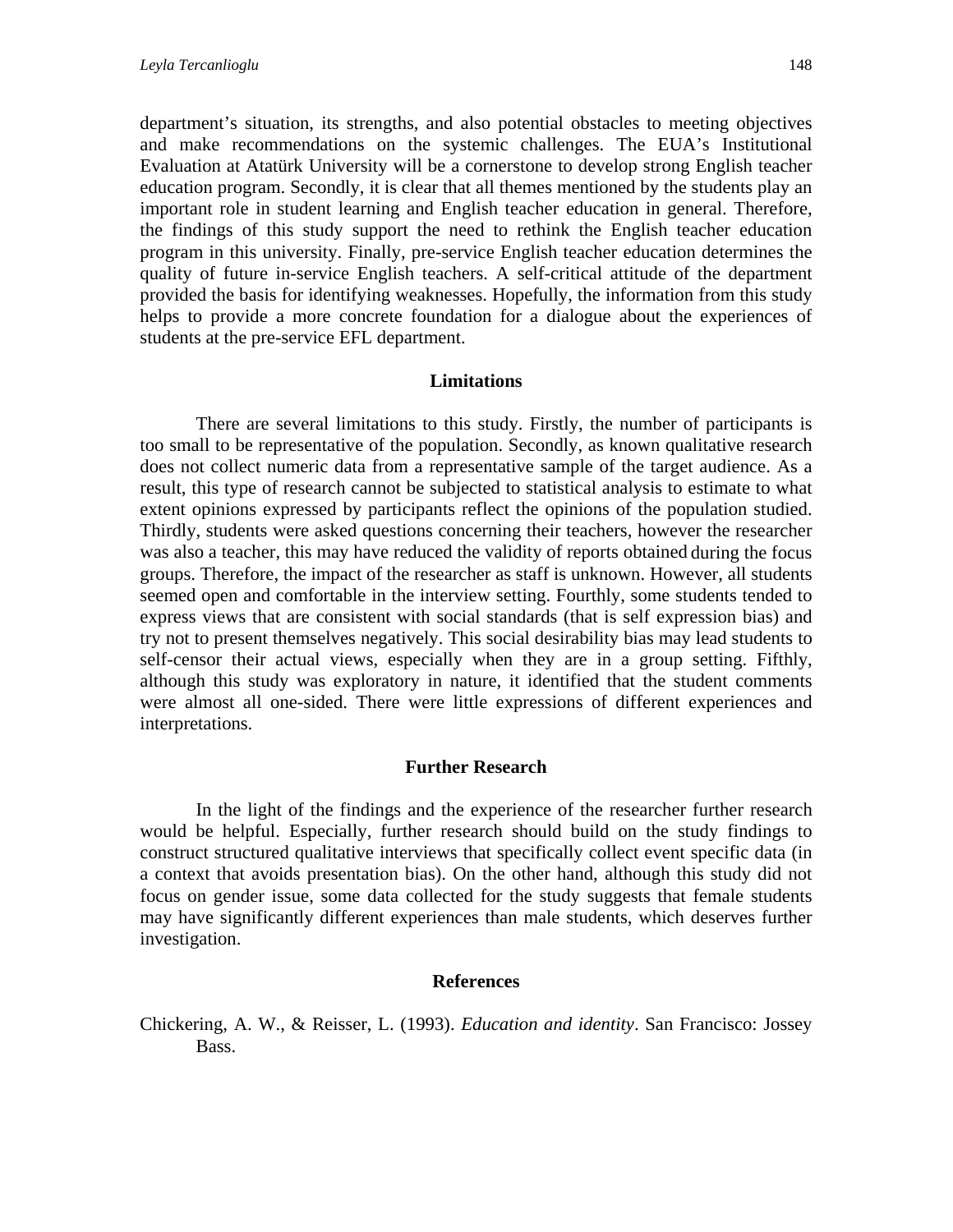department's situation, its strengths, and also potential obstacles to meeting objectives and make recommendations on the systemic challenges. The EUA's Institutional Evaluation at Atatürk University will be a cornerstone to develop strong English teacher education program. Secondly, it is clear that all themes mentioned by the students play an important role in student learning and English teacher education in general. Therefore, the findings of this study support the need to rethink the English teacher education program in this university. Finally, pre-service English teacher education determines the quality of future in-service English teachers. A self-critical attitude of the department provided the basis for identifying weaknesses. Hopefully, the information from this study helps to provide a more concrete foundation for a dialogue about the experiences of students at the pre-service EFL department.

## Limitations

There are several limitations to this study. Firstly, the number of participants is too small to be representative of the population. Secondly, as known qualitative research does not collect numeric data from a representative sample of the target audience. As a result, this type of research cannot be subjected to statistical analysis to estimate to what extent opinions expressed by participants reflect the opinions of the population studied. Thirdly, students were asked questions concerning their teachers, however the researcher was also a teacher, this may have reduced the validity of reports obtained during the focus groups. Therefore, the impact of the researcher as staff is unknown. However, all students seemed open and comfortable in the interview setting. Fourthly, some students tended to express views that are consistent with social standards (that is self expression bias) and try not to present themselves negatively. This social desirability bias may lead students to self-censor their actual views, especially when they are in a group setting. Fifthly, although this study was exploratory in nature, it identified that the student comments were almost all one-sided. There were little expressions of different experiences and interpretations.

## Further Research

In the light of the findings and the experience of the researcher further research would be helpful. Especially, further research should build on the study findings to construct structured qualitative interviews that specifically collect event specific data (in a context that avoids presentation bias). On the other hand, although this study did not focus on gender issue, some data collected for the study suggests that female students may have significantly different experiences than male students, which deserves further investigation.

## References

Chickering, A. W., & Reisser, L. (1993). *Education and identity*. San Francisco: Jossey Bass.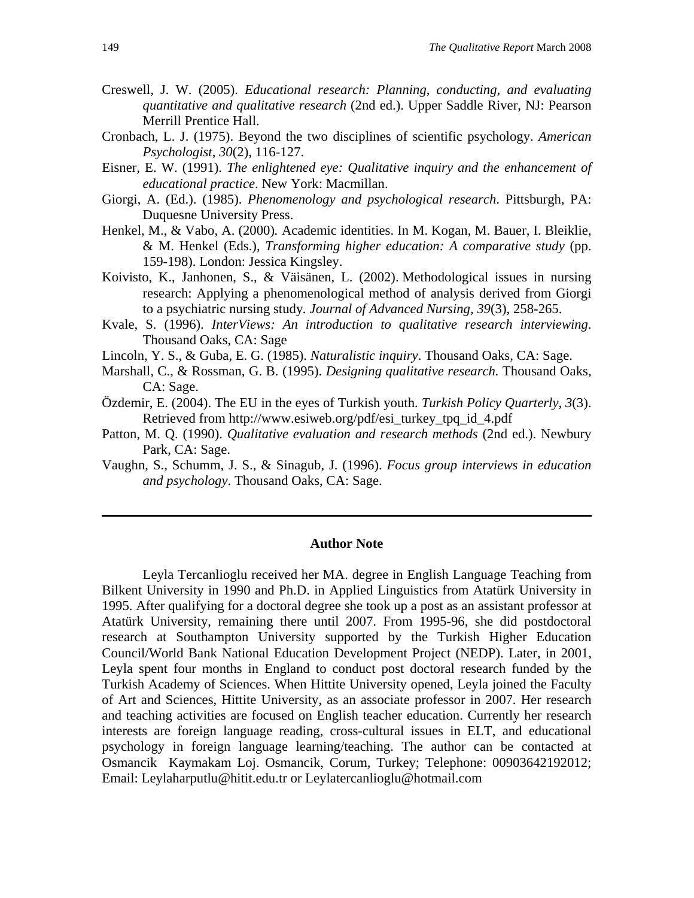Creswell, J. W. (2005). *Educational research: Planning, conducting, and evaluating quantitative and qualitative research* (2nd ed.). Upper Saddle River, NJ: Pearson Merrill Prentice Hall.

Cronbach, L. J. (1975). Beyond the two disciplines of scientific psychology. *American Psychologist*, *30*(2), 116-127.

Eisner, E. W. (1991). *The enlightened eye: Qualitative inquiry and the enhancement of educational practice*. New York: Macmillan.

Giorgi, A. (Ed.). (1985). *Phenomenology and psychological research*. Pittsburgh, PA: Duquesne University Press.

Henkel, M., & Vabo, A. (2000). Academic identities. In M. Kogan, M. Bauer, I. Bleiklie, & M. Henkel (Eds.), *Transforming higher education: A comparative study* (pp. 159-198). London: Jessica Kingsley.

Koivisto, K., Janhonen, S., & Väisänen, L. (2002). Methodological issues in nursing research: Applying a phenomenological method of analysis derived from Giorgi to a psychiatric nursing study. *Journal of Advanced Nursing, 39*(3), 258-265.

Kvale, S. (1996). *InterViews: An introduction to qualitative research interviewing*. Thousand Oaks, CA: Sage

Lincoln, Y. S., & Guba, E. G. (1985). *Naturalistic inquiry*. Thousand Oaks, CA: Sage.

Marshall, C., & Rossman, G. B. (1995). *Designing qualitative research.* Thousand Oaks, CA: Sage.

Özdemir, E. (2004). The EU in the eyes of Turkish youth. *Turkish Policy Quarterly, 3*(3). Retrieved from http://www.esiweb.org/pdf/esi_turkey_tpq_id_4.pdf

Patton, M. Q. (1990). *Qualitative evaluation and research methods* (2nd ed.). Newbury Park, CA: Sage.

Vaughn, S., Schumm, J. S., & Sinagub, J. (1996). *Focus group interviews in education and psychology*. Thousand Oaks, CA: Sage.

---

**Author Note**

Leyla Tercanlioglu received her MA. degree in English Language Teaching from Bilkent University in 1990 and Ph.D. in Applied Linguistics from Atatürk University in 1995. After qualifying for a doctoral degree she took up a post as an assistant professor at Atatürk University, remaining there until 2007. From 1995-96, she did postdoctoral research at Southampton University supported by the Turkish Higher Education Council/World Bank National Education Development Project (NEDP). Later, in 2001, Leyla spent four months in England to conduct post doctoral research funded by the Turkish Academy of Sciences. When Hittite University opened, Leyla joined the Faculty of Art and Sciences, Hittite University, as an associate professor in 2007. Her research and teaching activities are focused on English teacher education. Currently her research interests are foreign language reading, cross-cultural issues in ELT, and educational psychology in foreign language learning/teaching. The author can be contacted at Osmancik Kaymakam Loj. Osmancik, Corum, Turkey; Telephone: 00903642192012; Email: Leylaharputlu@hitit.edu.tr or Leylatercanlioglu@hotmail.com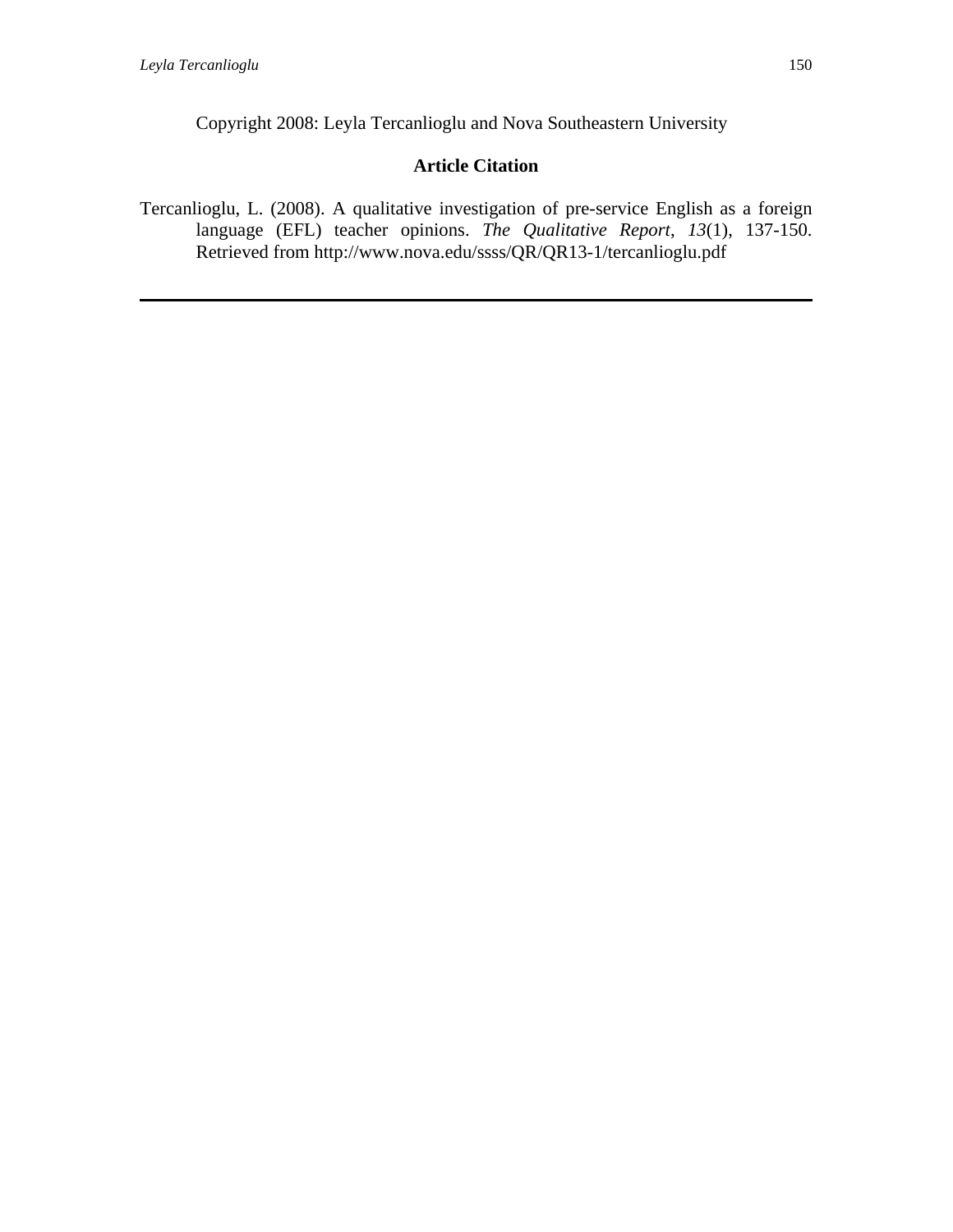Copyright 2008: Leyla Tercanlioglu and Nova Southeastern University

## Article Citation

Tercanlioglu, L. (2008). A qualitative investigation of pre-service English as a foreign language (EFL) teacher opinions. *The Qualitative Report*, *13*(1), 137-150. Retrieved from http://www.nova.edu/ssss/QR/QR13-1/tercanlioglu.pdf